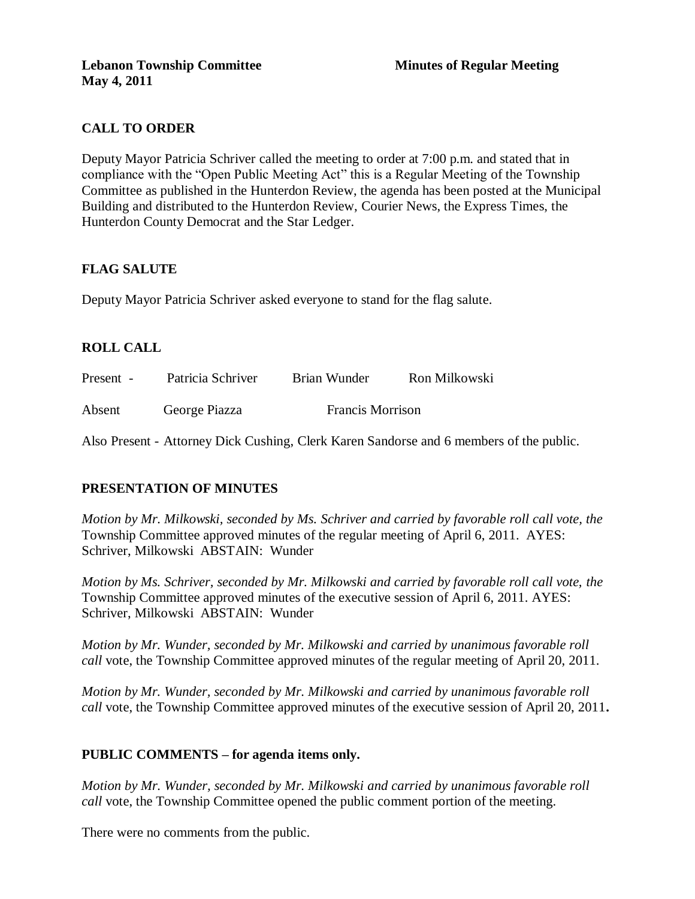**Lebanon Township Committee** **Minutes of Regular Meeting**
**May 4, 2011**

## CALL TO ORDER

Deputy Mayor Patricia Schriver called the meeting to order at 7:00 p.m. and stated that in compliance with the "Open Public Meeting Act" this is a Regular Meeting of the Township Committee as published in the Hunterdon Review, the agenda has been posted at the Municipal Building and distributed to the Hunterdon Review, Courier News, the Express Times, the Hunterdon County Democrat and the Star Ledger.

## FLAG SALUTE

Deputy Mayor Patricia Schriver asked everyone to stand for the flag salute.

## ROLL CALL

Present - Patricia Schriver Brian Wunder Ron Milkowski

Absent George Piazza Francis Morrison

Also Present - Attorney Dick Cushing, Clerk Karen Sandorse and 6 members of the public.

## PRESENTATION OF MINUTES

*Motion by Mr. Milkowski, seconded by Ms. Schriver and carried by favorable roll call vote, the* Township Committee approved minutes of the regular meeting of April 6, 2011. AYES: Schriver, Milkowski ABSTAIN: Wunder

*Motion by Ms. Schriver, seconded by Mr. Milkowski and carried by favorable roll call vote, the* Township Committee approved minutes of the executive session of April 6, 2011. AYES: Schriver, Milkowski ABSTAIN: Wunder

*Motion by Mr. Wunder, seconded by Mr. Milkowski and carried by unanimous favorable roll call* vote, the Township Committee approved minutes of the regular meeting of April 20, 2011.

*Motion by Mr. Wunder, seconded by Mr. Milkowski and carried by unanimous favorable roll call* vote, the Township Committee approved minutes of the executive session of April 20, 2011**.**

## PUBLIC COMMENTS – for agenda items only.

*Motion by Mr. Wunder, seconded by Mr. Milkowski and carried by unanimous favorable roll call* vote, the Township Committee opened the public comment portion of the meeting.

There were no comments from the public.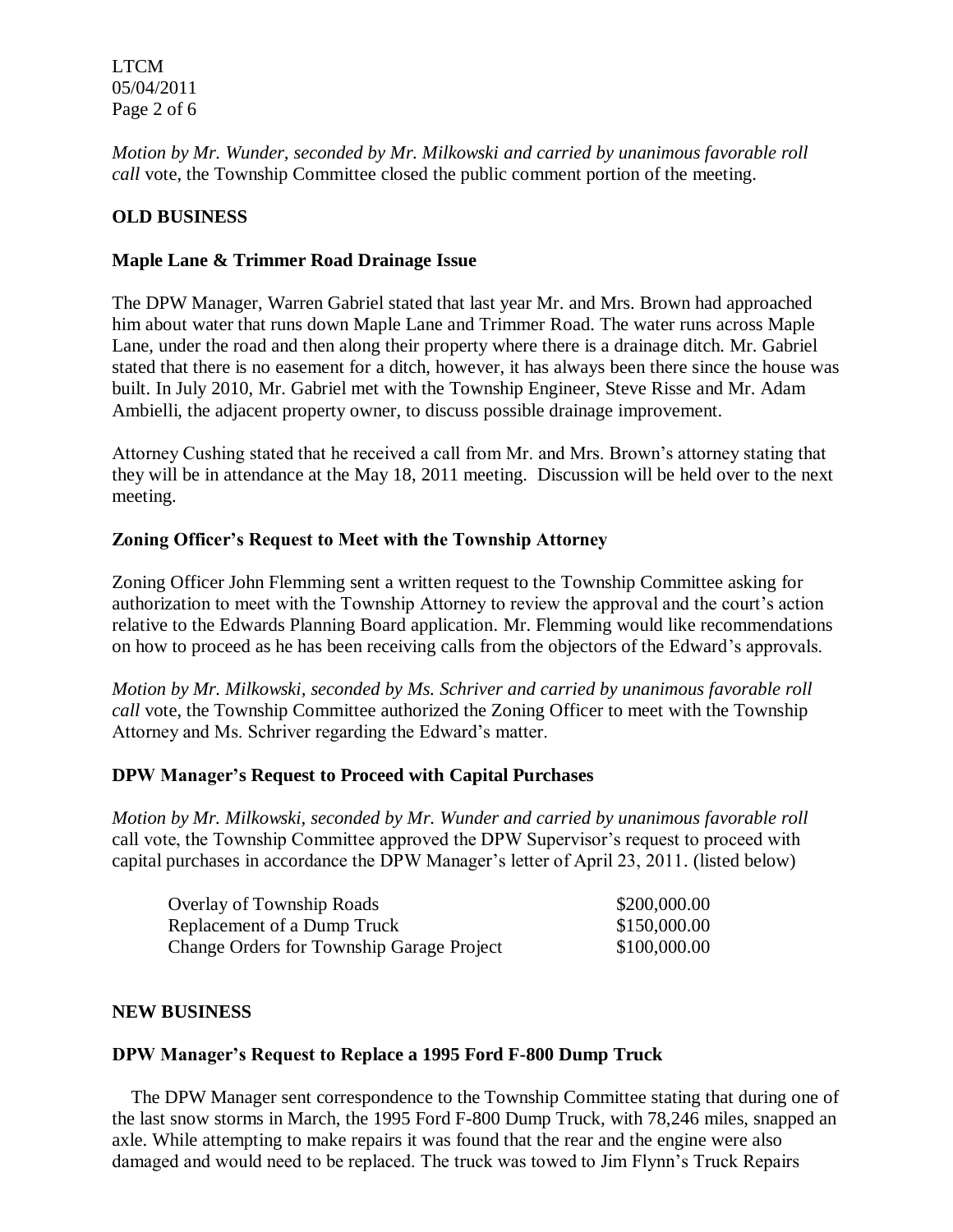*Motion by Mr. Wunder, seconded by Mr. Milkowski and carried by unanimous favorable roll call* vote, the Township Committee closed the public comment portion of the meeting.

**OLD BUSINESS**

**Maple Lane & Trimmer Road Drainage Issue**

The DPW Manager, Warren Gabriel stated that last year Mr. and Mrs. Brown had approached him about water that runs down Maple Lane and Trimmer Road. The water runs across Maple Lane, under the road and then along their property where there is a drainage ditch. Mr. Gabriel stated that there is no easement for a ditch, however, it has always been there since the house was built. In July 2010, Mr. Gabriel met with the Township Engineer, Steve Risse and Mr. Adam Ambielli, the adjacent property owner, to discuss possible drainage improvement.

Attorney Cushing stated that he received a call from Mr. and Mrs. Brown's attorney stating that they will be in attendance at the May 18, 2011 meeting. Discussion will be held over to the next meeting.

**Zoning Officer's Request to Meet with the Township Attorney**

Zoning Officer John Flemming sent a written request to the Township Committee asking for authorization to meet with the Township Attorney to review the approval and the court's action relative to the Edwards Planning Board application. Mr. Flemming would like recommendations on how to proceed as he has been receiving calls from the objectors of the Edward's approvals.

*Motion by Mr. Milkowski, seconded by Ms. Schriver and carried by unanimous favorable roll call* vote, the Township Committee authorized the Zoning Officer to meet with the Township Attorney and Ms. Schriver regarding the Edward's matter.

**DPW Manager's Request to Proceed with Capital Purchases**

*Motion by Mr. Milkowski, seconded by Mr. Wunder and carried by unanimous favorable roll* call vote, the Township Committee approved the DPW Supervisor's request to proceed with capital purchases in accordance the DPW Manager's letter of April 23, 2011. (listed below)

| | |
|---|---|
| Overlay of Township Roads | \$200,000.00 |
| Replacement of a Dump Truck | \$150,000.00 |
| Change Orders for Township Garage Project | \$100,000.00 |

**NEW BUSINESS**

**DPW Manager's Request to Replace a 1995 Ford F-800 Dump Truck**

The DPW Manager sent correspondence to the Township Committee stating that during one of the last snow storms in March, the 1995 Ford F-800 Dump Truck, with 78,246 miles, snapped an axle. While attempting to make repairs it was found that the rear and the engine were also damaged and would need to be replaced. The truck was towed to Jim Flynn's Truck Repairs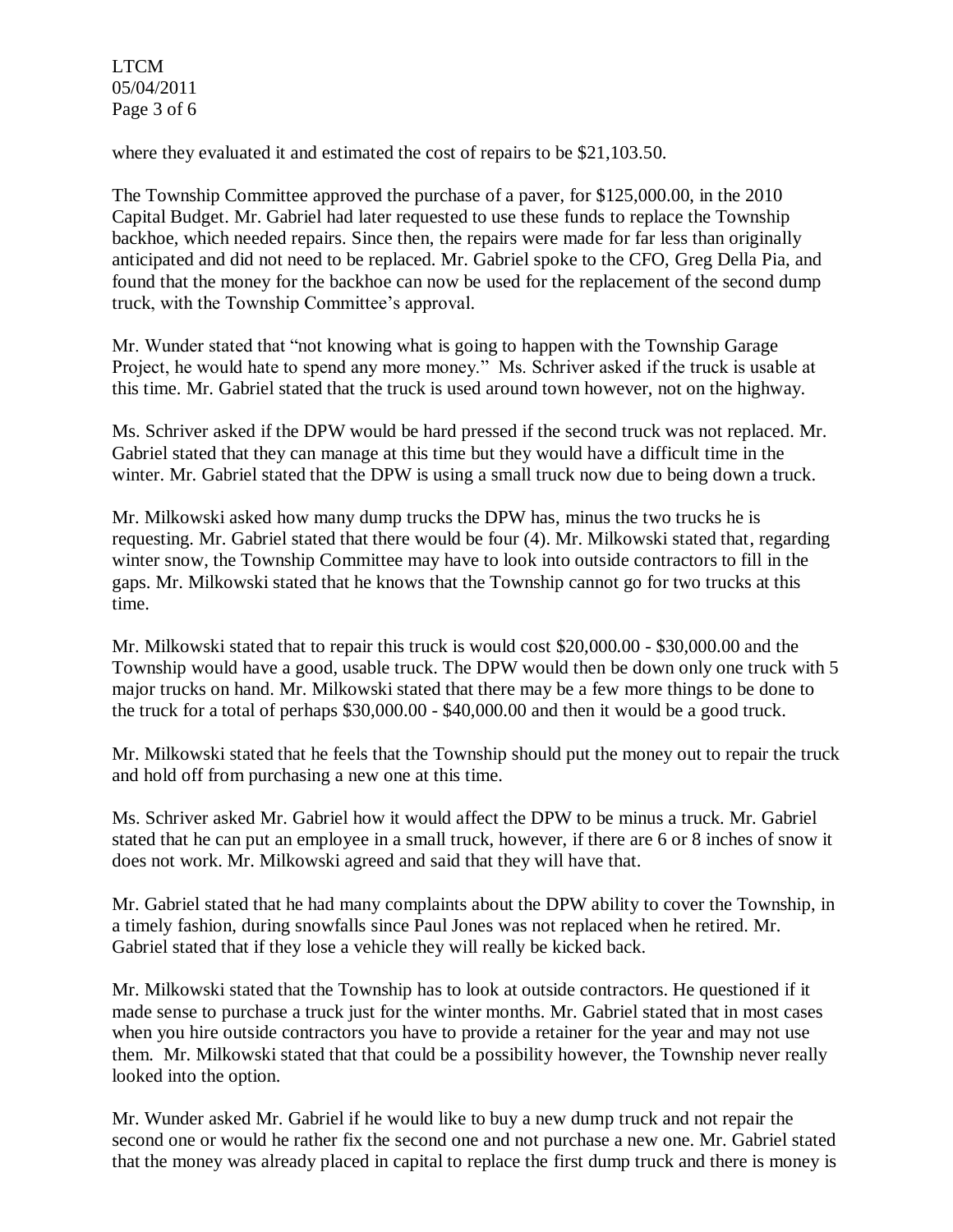where they evaluated it and estimated the cost of repairs to be $21,103.50.

The Township Committee approved the purchase of a paver, for $125,000.00, in the 2010 Capital Budget. Mr. Gabriel had later requested to use these funds to replace the Township backhoe, which needed repairs. Since then, the repairs were made for far less than originally anticipated and did not need to be replaced. Mr. Gabriel spoke to the CFO, Greg Della Pia, and found that the money for the backhoe can now be used for the replacement of the second dump truck, with the Township Committee's approval.

Mr. Wunder stated that "not knowing what is going to happen with the Township Garage Project, he would hate to spend any more money." Ms. Schriver asked if the truck is usable at this time. Mr. Gabriel stated that the truck is used around town however, not on the highway.

Ms. Schriver asked if the DPW would be hard pressed if the second truck was not replaced. Mr. Gabriel stated that they can manage at this time but they would have a difficult time in the winter. Mr. Gabriel stated that the DPW is using a small truck now due to being down a truck.

Mr. Milkowski asked how many dump trucks the DPW has, minus the two trucks he is requesting. Mr. Gabriel stated that there would be four (4). Mr. Milkowski stated that, regarding winter snow, the Township Committee may have to look into outside contractors to fill in the gaps. Mr. Milkowski stated that he knows that the Township cannot go for two trucks at this time.

Mr. Milkowski stated that to repair this truck is would cost $20,000.00 - $30,000.00 and the Township would have a good, usable truck. The DPW would then be down only one truck with 5 major trucks on hand. Mr. Milkowski stated that there may be a few more things to be done to the truck for a total of perhaps $30,000.00 - $40,000.00 and then it would be a good truck.

Mr. Milkowski stated that he feels that the Township should put the money out to repair the truck and hold off from purchasing a new one at this time.

Ms. Schriver asked Mr. Gabriel how it would affect the DPW to be minus a truck. Mr. Gabriel stated that he can put an employee in a small truck, however, if there are 6 or 8 inches of snow it does not work. Mr. Milkowski agreed and said that they will have that.

Mr. Gabriel stated that he had many complaints about the DPW ability to cover the Township, in a timely fashion, during snowfalls since Paul Jones was not replaced when he retired. Mr. Gabriel stated that if they lose a vehicle they will really be kicked back.

Mr. Milkowski stated that the Township has to look at outside contractors. He questioned if it made sense to purchase a truck just for the winter months. Mr. Gabriel stated that in most cases when you hire outside contractors you have to provide a retainer for the year and may not use them. Mr. Milkowski stated that that could be a possibility however, the Township never really looked into the option.

Mr. Wunder asked Mr. Gabriel if he would like to buy a new dump truck and not repair the second one or would he rather fix the second one and not purchase a new one. Mr. Gabriel stated that the money was already placed in capital to replace the first dump truck and there is money is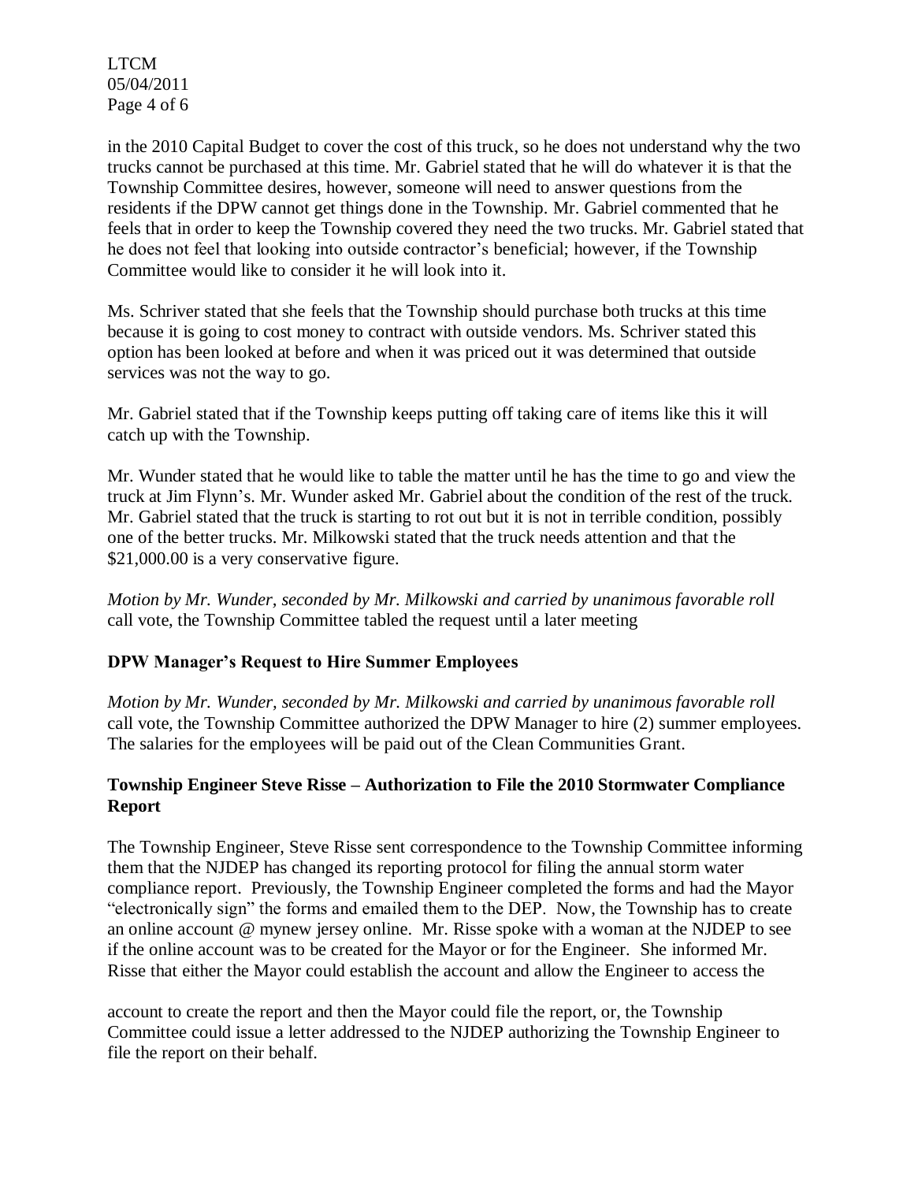in the 2010 Capital Budget to cover the cost of this truck, so he does not understand why the two trucks cannot be purchased at this time. Mr. Gabriel stated that he will do whatever it is that the Township Committee desires, however, someone will need to answer questions from the residents if the DPW cannot get things done in the Township. Mr. Gabriel commented that he feels that in order to keep the Township covered they need the two trucks. Mr. Gabriel stated that he does not feel that looking into outside contractor's beneficial; however, if the Township Committee would like to consider it he will look into it.

Ms. Schriver stated that she feels that the Township should purchase both trucks at this time because it is going to cost money to contract with outside vendors. Ms. Schriver stated this option has been looked at before and when it was priced out it was determined that outside services was not the way to go.

Mr. Gabriel stated that if the Township keeps putting off taking care of items like this it will catch up with the Township.

Mr. Wunder stated that he would like to table the matter until he has the time to go and view the truck at Jim Flynn's. Mr. Wunder asked Mr. Gabriel about the condition of the rest of the truck. Mr. Gabriel stated that the truck is starting to rot out but it is not in terrible condition, possibly one of the better trucks. Mr. Milkowski stated that the truck needs attention and that the $21,000.00 is a very conservative figure.

*Motion by Mr. Wunder, seconded by Mr. Milkowski and carried by unanimous favorable roll* call vote, the Township Committee tabled the request until a later meeting

**DPW Manager's Request to Hire Summer Employees**

*Motion by Mr. Wunder, seconded by Mr. Milkowski and carried by unanimous favorable roll* call vote, the Township Committee authorized the DPW Manager to hire (2) summer employees. The salaries for the employees will be paid out of the Clean Communities Grant.

**Township Engineer Steve Risse – Authorization to File the 2010 Stormwater Compliance Report**

The Township Engineer, Steve Risse sent correspondence to the Township Committee informing them that the NJDEP has changed its reporting protocol for filing the annual storm water compliance report. Previously, the Township Engineer completed the forms and had the Mayor "electronically sign" the forms and emailed them to the DEP. Now, the Township has to create an online account @ mynew jersey online. Mr. Risse spoke with a woman at the NJDEP to see if the online account was to be created for the Mayor or for the Engineer. She informed Mr. Risse that either the Mayor could establish the account and allow the Engineer to access the account to create the report and then the Mayor could file the report, or, the Township Committee could issue a letter addressed to the NJDEP authorizing the Township Engineer to file the report on their behalf.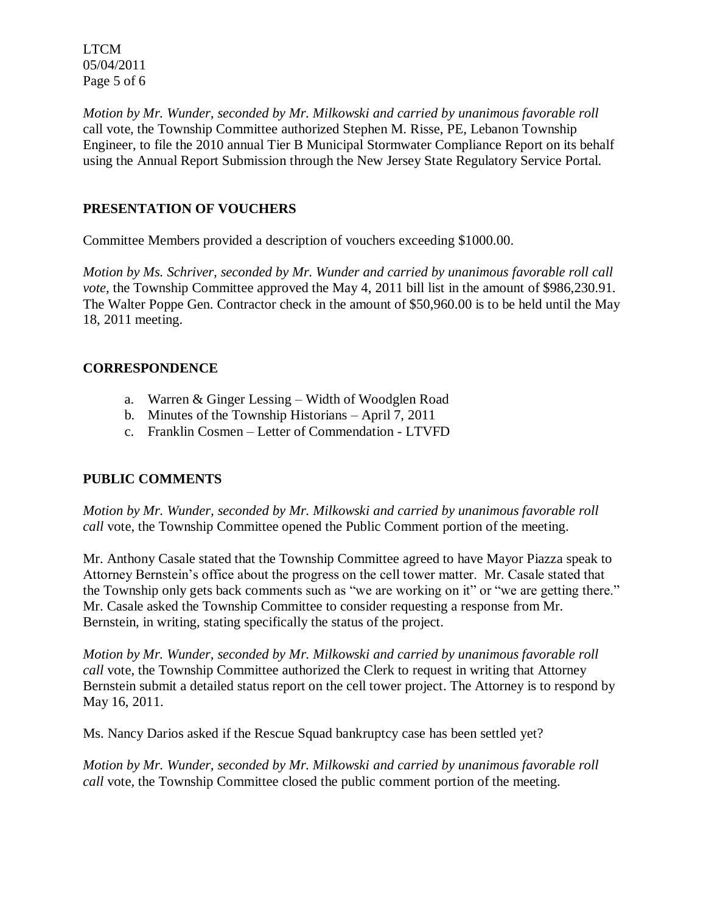*Motion by Mr. Wunder, seconded by Mr. Milkowski and carried by unanimous favorable roll* call vote, the Township Committee authorized Stephen M. Risse, PE, Lebanon Township Engineer, to file the 2010 annual Tier B Municipal Stormwater Compliance Report on its behalf using the Annual Report Submission through the New Jersey State Regulatory Service Portal.

## PRESENTATION OF VOUCHERS

Committee Members provided a description of vouchers exceeding $1000.00.

*Motion by Ms. Schriver, seconded by Mr. Wunder and carried by unanimous favorable roll call vote,* the Township Committee approved the May 4, 2011 bill list in the amount of $986,230.91. The Walter Poppe Gen. Contractor check in the amount of $50,960.00 is to be held until the May 18, 2011 meeting.

## CORRESPONDENCE

a. Warren & Ginger Lessing – Width of Woodglen Road
b. Minutes of the Township Historians – April 7, 2011
c. Franklin Cosmen – Letter of Commendation - LTVFD

## PUBLIC COMMENTS

*Motion by Mr. Wunder, seconded by Mr. Milkowski and carried by unanimous favorable roll call* vote, the Township Committee opened the Public Comment portion of the meeting.

Mr. Anthony Casale stated that the Township Committee agreed to have Mayor Piazza speak to Attorney Bernstein's office about the progress on the cell tower matter. Mr. Casale stated that the Township only gets back comments such as "we are working on it" or "we are getting there." Mr. Casale asked the Township Committee to consider requesting a response from Mr. Bernstein, in writing, stating specifically the status of the project.

*Motion by Mr. Wunder, seconded by Mr. Milkowski and carried by unanimous favorable roll call* vote, the Township Committee authorized the Clerk to request in writing that Attorney Bernstein submit a detailed status report on the cell tower project. The Attorney is to respond by May 16, 2011.

Ms. Nancy Darios asked if the Rescue Squad bankruptcy case has been settled yet?

*Motion by Mr. Wunder, seconded by Mr. Milkowski and carried by unanimous favorable roll call* vote, the Township Committee closed the public comment portion of the meeting.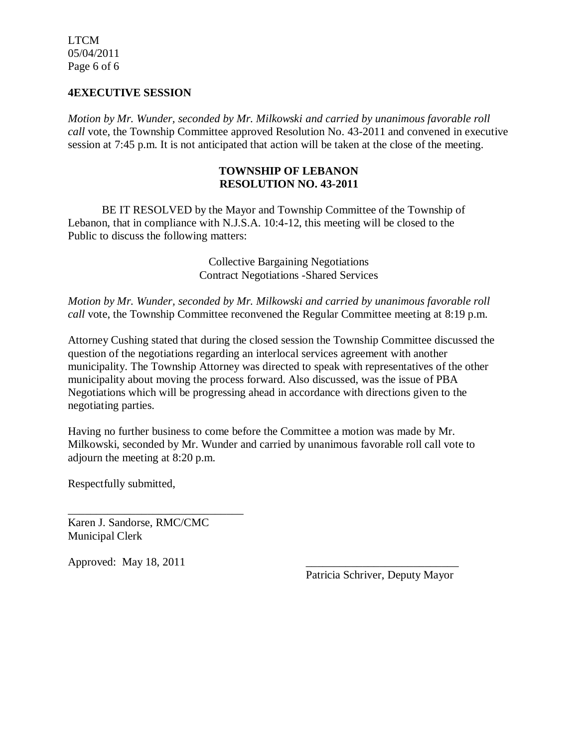## 4EXECUTIVE SESSION

*Motion by Mr. Wunder, seconded by Mr. Milkowski and carried by unanimous favorable roll call* vote, the Township Committee approved Resolution No. 43-2011 and convened in executive session at 7:45 p.m. It is not anticipated that action will be taken at the close of the meeting.

**TOWNSHIP OF LEBANON**
**RESOLUTION NO. 43-2011**

BE IT RESOLVED by the Mayor and Township Committee of the Township of Lebanon, that in compliance with N.J.S.A. 10:4-12, this meeting will be closed to the Public to discuss the following matters:

Collective Bargaining Negotiations
Contract Negotiations -Shared Services

*Motion by Mr. Wunder, seconded by Mr. Milkowski and carried by unanimous favorable roll call* vote, the Township Committee reconvened the Regular Committee meeting at 8:19 p.m.

Attorney Cushing stated that during the closed session the Township Committee discussed the question of the negotiations regarding an interlocal services agreement with another municipality. The Township Attorney was directed to speak with representatives of the other municipality about moving the process forward. Also discussed, was the issue of PBA Negotiations which will be progressing ahead in accordance with directions given to the negotiating parties.

Having no further business to come before the Committee a motion was made by Mr. Milkowski, seconded by Mr. Wunder and carried by unanimous favorable roll call vote to adjourn the meeting at 8:20 p.m.

Respectfully submitted,

\_\_\_\_\_\_\_\_\_\_\_\_\_\_\_\_\_\_\_\_\_\_\_\_\_\_\_\_\_\_
Karen J. Sandorse, RMC/CMC
Municipal Clerk

Approved: May 18, 2011

\_\_\_\_\_\_\_\_\_\_\_\_\_\_\_\_\_\_\_\_\_\_\_\_\_\_\_
Patricia Schriver, Deputy Mayor